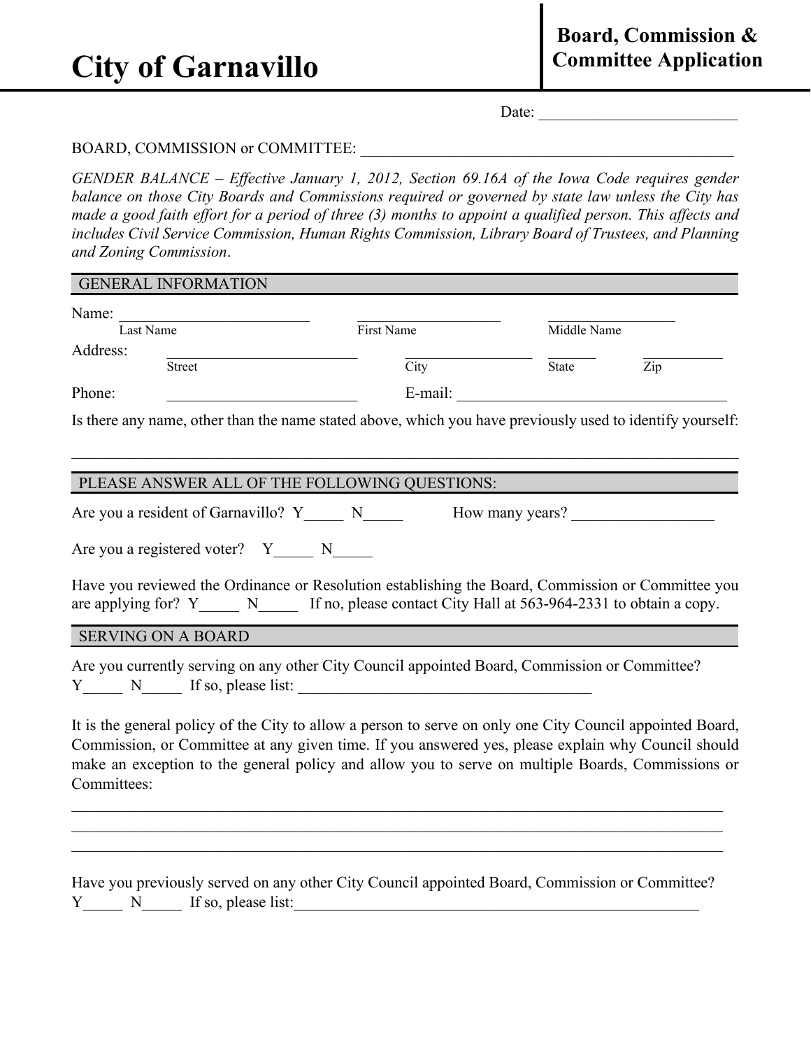# City of Garnavillo

## Board, Commission & Committee Application

Date: ________________________

BOARD, COMMISSION or COMMITTEE: ______________________________________________

*GENDER BALANCE – Effective January 1, 2012, Section 69.16A of the Iowa Code requires gender balance on those City Boards and Commissions required or governed by state law unless the City has made a good faith effort for a period of three (3) months to appoint a qualified person. This affects and includes Civil Service Commission, Human Rights Commission, Library Board of Trustees, and Planning and Zoning Commission*.

### GENERAL INFORMATION

Name: ________________________ ____________________ __________________
Last Name First Name Middle Name

Address: ________________________ ________________ ______ __________
Street City State Zip

Phone: ________________________ E-mail: __________________________________

Is there any name, other than the name stated above, which you have previously used to identify yourself:

_____________________________________________________________________________________

### PLEASE ANSWER ALL OF THE FOLLOWING QUESTIONS:

Are you a resident of Garnavillo? Y_____ N_____ How many years? _________________

Are you a registered voter? Y_____ N_____

Have you reviewed the Ordinance or Resolution establishing the Board, Commission or Committee you are applying for? Y_____ N_____ If no, please contact City Hall at 563-964-2331 to obtain a copy.

### SERVING ON A BOARD

Are you currently serving on any other City Council appointed Board, Commission or Committee?
Y_____ N_____ If so, please list: ____________________________________

It is the general policy of the City to allow a person to serve on only one City Council appointed Board, Commission, or Committee at any given time. If you answered yes, please explain why Council should make an exception to the general policy and allow you to serve on multiple Boards, Commissions or Committees:

_____________________________________________________________________________________
_____________________________________________________________________________________
_____________________________________________________________________________________

Have you previously served on any other City Council appointed Board, Commission or Committee?
Y_____ N_____ If so, please list:____________________________________________________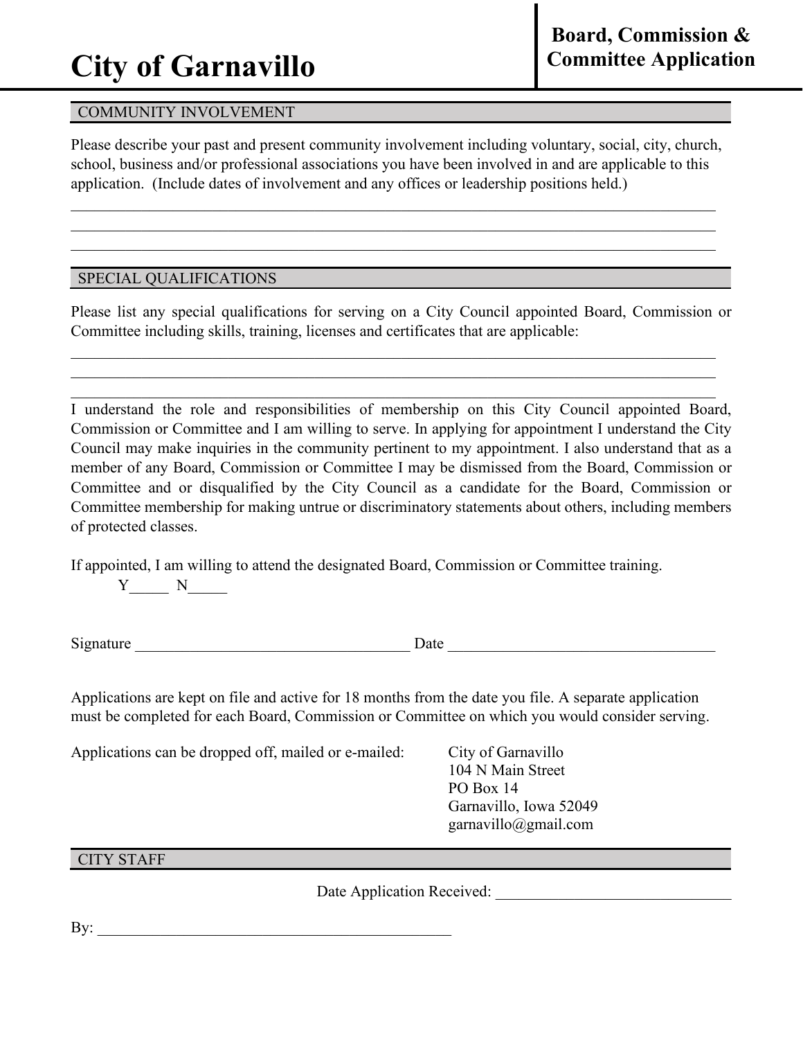# City of Garnavillo

## Board, Commission & Committee Application

## COMMUNITY INVOLVEMENT

Please describe your past and present community involvement including voluntary, social, city, church, school, business and/or professional associations you have been involved in and are applicable to this application. (Include dates of involvement and any offices or leadership positions held.)

______________________________________________________________________________

______________________________________________________________________________

______________________________________________________________________________

## SPECIAL QUALIFICATIONS

Please list any special qualifications for serving on a City Council appointed Board, Commission or Committee including skills, training, licenses and certificates that are applicable:

______________________________________________________________________________

______________________________________________________________________________

______________________________________________________________________________

I understand the role and responsibilities of membership on this City Council appointed Board, Commission or Committee and I am willing to serve. In applying for appointment I understand the City Council may make inquiries in the community pertinent to my appointment. I also understand that as a member of any Board, Commission or Committee I may be dismissed from the Board, Commission or Committee and or disqualified by the City Council as a candidate for the Board, Commission or Committee membership for making untrue or discriminatory statements about others, including members of protected classes.

If appointed, I am willing to attend the designated Board, Commission or Committee training.

Y_____ N_____

Signature ___________________________________ Date ___________________________________

Applications are kept on file and active for 18 months from the date you file. A separate application must be completed for each Board, Commission or Committee on which you would consider serving.

Applications can be dropped off, mailed or e-mailed:

City of Garnavillo
104 N Main Street
PO Box 14
Garnavillo, Iowa 52049
garnavillo@gmail.com

## CITY STAFF

Date Application Received: _______________________________

By: _______________________________________________